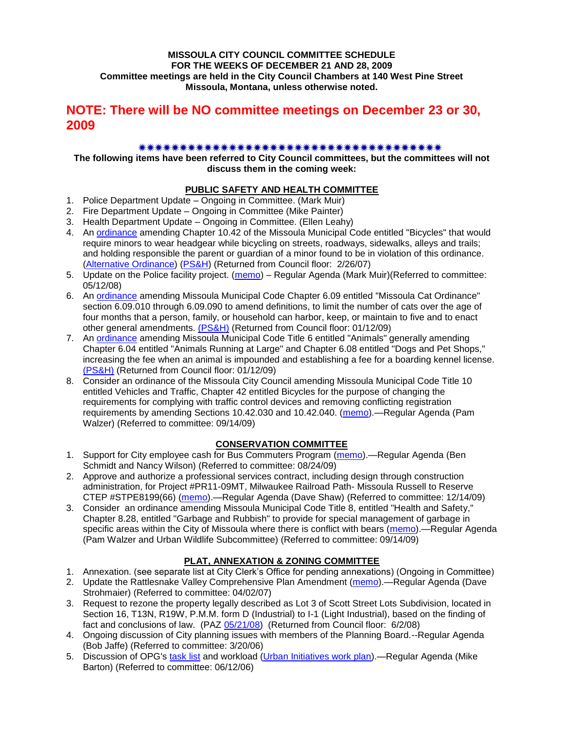**MISSOULA CITY COUNCIL COMMITTEE SCHEDULE**
**FOR THE WEEKS OF DECEMBER 21 AND 28, 2009**
**Committee meetings are held in the City Council Chambers at 140 West Pine Street**
**Missoula, Montana, unless otherwise noted.**

## NOTE: There will be NO committee meetings on December 23 or 30, 2009

✷✷✷✷✷✷✷✷✷✷✷✷✷✷✷✷✷✷✷✷✷✷✷✷✷✷✷✷✷✷✷✷✷✷✷✷✷✷✷✷

**The following items have been referred to City Council committees, but the committees will not discuss them in the coming week:**

### PUBLIC SAFETY AND HEALTH COMMITTEE

1. Police Department Update – Ongoing in Committee. (Mark Muir)
2. Fire Department Update – Ongoing in Committee (Mike Painter)
3. Health Department Update – Ongoing in Committee. (Ellen Leahy)
4. An ordinance amending Chapter 10.42 of the Missoula Municipal Code entitled "Bicycles" that would require minors to wear headgear while bicycling on streets, roadways, sidewalks, alleys and trails; and holding responsible the parent or guardian of a minor found to be in violation of this ordinance. (Alternative Ordinance) (PS&H) (Returned from Council floor: 2/26/07)
5. Update on the Police facility project. (memo) – Regular Agenda (Mark Muir)(Referred to committee: 05/12/08)
6. An ordinance amending Missoula Municipal Code Chapter 6.09 entitled "Missoula Cat Ordinance" section 6.09.010 through 6.09.090 to amend definitions, to limit the number of cats over the age of four months that a person, family, or household can harbor, keep, or maintain to five and to enact other general amendments. (PS&H) (Returned from Council floor: 01/12/09)
7. An ordinance amending Missoula Municipal Code Title 6 entitled "Animals" generally amending Chapter 6.04 entitled "Animals Running at Large" and Chapter 6.08 entitled "Dogs and Pet Shops," increasing the fee when an animal is impounded and establishing a fee for a boarding kennel license. (PS&H) (Returned from Council floor: 01/12/09)
8. Consider an ordinance of the Missoula City Council amending Missoula Municipal Code Title 10 entitled Vehicles and Traffic, Chapter 42 entitled Bicycles for the purpose of changing the requirements for complying with traffic control devices and removing conflicting registration requirements by amending Sections 10.42.030 and 10.42.040. (memo).—Regular Agenda (Pam Walzer) (Referred to committee: 09/14/09)

### CONSERVATION COMMITTEE

1. Support for City employee cash for Bus Commuters Program (memo).—Regular Agenda (Ben Schmidt and Nancy Wilson) (Referred to committee: 08/24/09)
2. Approve and authorize a professional services contract, including design through construction administration, for Project #PR11-09MT, Milwaukee Railroad Path- Missoula Russell to Reserve CTEP #STPE8199(66) (memo).—Regular Agenda (Dave Shaw) (Referred to committee: 12/14/09)
3. Consider an ordinance amending Missoula Municipal Code Title 8, entitled "Health and Safety," Chapter 8.28, entitled "Garbage and Rubbish" to provide for special management of garbage in specific areas within the City of Missoula where there is conflict with bears (memo).—Regular Agenda (Pam Walzer and Urban Wildlife Subcommittee) (Referred to committee: 09/14/09)

### PLAT, ANNEXATION & ZONING COMMITTEE

1. Annexation. (see separate list at City Clerk's Office for pending annexations) (Ongoing in Committee)
2. Update the Rattlesnake Valley Comprehensive Plan Amendment (memo).—Regular Agenda (Dave Strohmaier) (Referred to committee: 04/02/07)
3. Request to rezone the property legally described as Lot 3 of Scott Street Lots Subdivision, located in Section 16, T13N, R19W, P.M.M. form D (Industrial) to I-1 (Light Industrial), based on the finding of fact and conclusions of law. (PAZ 05/21/08) (Returned from Council floor: 6/2/08)
4. Ongoing discussion of City planning issues with members of the Planning Board.--Regular Agenda (Bob Jaffe) (Referred to committee: 3/20/06)
5. Discussion of OPG's task list and workload (Urban Initiatives work plan).—Regular Agenda (Mike Barton) (Referred to committee: 06/12/06)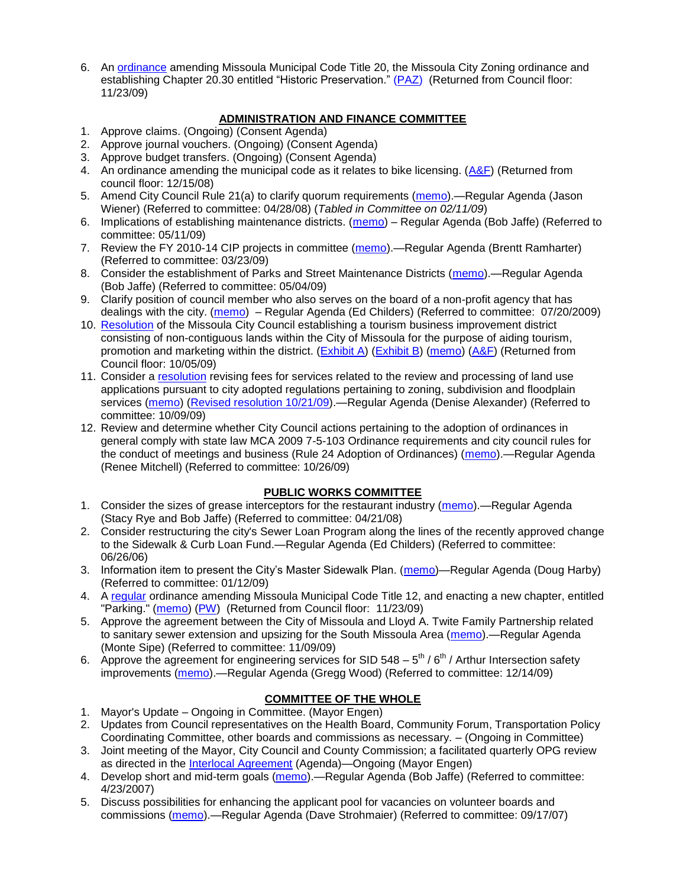6. An ordinance amending Missoula Municipal Code Title 20, the Missoula City Zoning ordinance and establishing Chapter 20.30 entitled "Historic Preservation." (PAZ) (Returned from Council floor: 11/23/09)

## ADMINISTRATION AND FINANCE COMMITTEE

1. Approve claims. (Ongoing) (Consent Agenda)
2. Approve journal vouchers. (Ongoing) (Consent Agenda)
3. Approve budget transfers. (Ongoing) (Consent Agenda)
4. An ordinance amending the municipal code as it relates to bike licensing. (A&F) (Returned from council floor: 12/15/08)
5. Amend City Council Rule 21(a) to clarify quorum requirements (memo).—Regular Agenda (Jason Wiener) (Referred to committee: 04/28/08) (*Tabled in Committee on 02/11/09*)
6. Implications of establishing maintenance districts. (memo) – Regular Agenda (Bob Jaffe) (Referred to committee: 05/11/09)
7. Review the FY 2010-14 CIP projects in committee (memo).—Regular Agenda (Brentt Ramharter) (Referred to committee: 03/23/09)
8. Consider the establishment of Parks and Street Maintenance Districts (memo).—Regular Agenda (Bob Jaffe) (Referred to committee: 05/04/09)
9. Clarify position of council member who also serves on the board of a non-profit agency that has dealings with the city. (memo) – Regular Agenda (Ed Childers) (Referred to committee: 07/20/2009)
10. Resolution of the Missoula City Council establishing a tourism business improvement district consisting of non-contiguous lands within the City of Missoula for the purpose of aiding tourism, promotion and marketing within the district. (Exhibit A) (Exhibit B) (memo) (A&F) (Returned from Council floor: 10/05/09)
11. Consider a resolution revising fees for services related to the review and processing of land use applications pursuant to city adopted regulations pertaining to zoning, subdivision and floodplain services (memo) (Revised resolution 10/21/09).—Regular Agenda (Denise Alexander) (Referred to committee: 10/09/09)
12. Review and determine whether City Council actions pertaining to the adoption of ordinances in general comply with state law MCA 2009 7-5-103 Ordinance requirements and city council rules for the conduct of meetings and business (Rule 24 Adoption of Ordinances) (memo).—Regular Agenda (Renee Mitchell) (Referred to committee: 10/26/09)

## PUBLIC WORKS COMMITTEE

1. Consider the sizes of grease interceptors for the restaurant industry (memo).—Regular Agenda (Stacy Rye and Bob Jaffe) (Referred to committee: 04/21/08)
2. Consider restructuring the city's Sewer Loan Program along the lines of the recently approved change to the Sidewalk & Curb Loan Fund.—Regular Agenda (Ed Childers) (Referred to committee: 06/26/06)
3. Information item to present the City's Master Sidewalk Plan. (memo)—Regular Agenda (Doug Harby) (Referred to committee: 01/12/09)
4. A regular ordinance amending Missoula Municipal Code Title 12, and enacting a new chapter, entitled "Parking." (memo) (PW) (Returned from Council floor: 11/23/09)
5. Approve the agreement between the City of Missoula and Lloyd A. Twite Family Partnership related to sanitary sewer extension and upsizing for the South Missoula Area (memo).—Regular Agenda (Monte Sipe) (Referred to committee: 11/09/09)
6. Approve the agreement for engineering services for SID 548 – 5th / 6th / Arthur Intersection safety improvements (memo).—Regular Agenda (Gregg Wood) (Referred to committee: 12/14/09)

## COMMITTEE OF THE WHOLE

1. Mayor's Update – Ongoing in Committee. (Mayor Engen)
2. Updates from Council representatives on the Health Board, Community Forum, Transportation Policy Coordinating Committee, other boards and commissions as necessary. – (Ongoing in Committee)
3. Joint meeting of the Mayor, City Council and County Commission; a facilitated quarterly OPG review as directed in the Interlocal Agreement (Agenda)—Ongoing (Mayor Engen)
4. Develop short and mid-term goals (memo).—Regular Agenda (Bob Jaffe) (Referred to committee: 4/23/2007)
5. Discuss possibilities for enhancing the applicant pool for vacancies on volunteer boards and commissions (memo).—Regular Agenda (Dave Strohmaier) (Referred to committee: 09/17/07)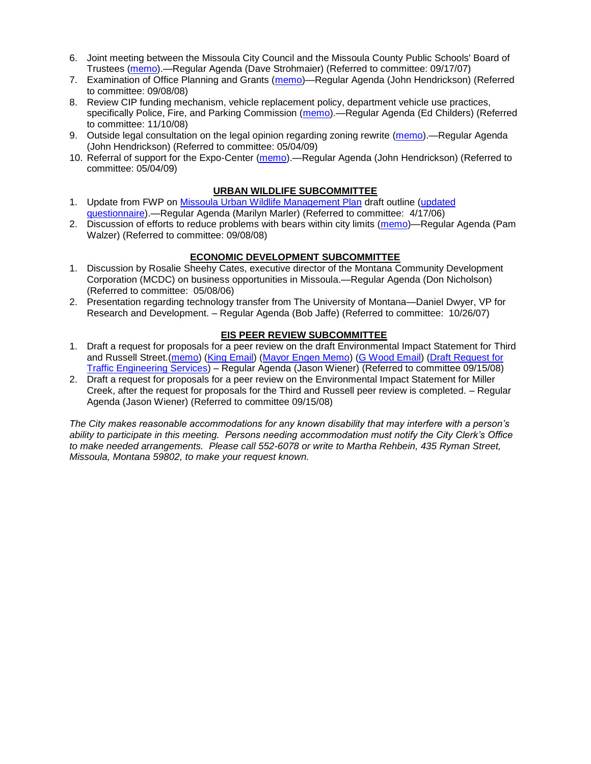6. Joint meeting between the Missoula City Council and the Missoula County Public Schools' Board of Trustees (memo).—Regular Agenda (Dave Strohmaier) (Referred to committee: 09/17/07)
7. Examination of Office Planning and Grants (memo)—Regular Agenda (John Hendrickson) (Referred to committee: 09/08/08)
8. Review CIP funding mechanism, vehicle replacement policy, department vehicle use practices, specifically Police, Fire, and Parking Commission (memo).—Regular Agenda (Ed Childers) (Referred to committee: 11/10/08)
9. Outside legal consultation on the legal opinion regarding zoning rewrite (memo).—Regular Agenda (John Hendrickson) (Referred to committee: 05/04/09)
10. Referral of support for the Expo-Center (memo).—Regular Agenda (John Hendrickson) (Referred to committee: 05/04/09)

**URBAN WILDLIFE SUBCOMMITTEE**

1. Update from FWP on Missoula Urban Wildlife Management Plan draft outline (updated questionnaire).—Regular Agenda (Marilyn Marler) (Referred to committee: 4/17/06)
2. Discussion of efforts to reduce problems with bears within city limits (memo)—Regular Agenda (Pam Walzer) (Referred to committee: 09/08/08)

**ECONOMIC DEVELOPMENT SUBCOMMITTEE**

1. Discussion by Rosalie Sheehy Cates, executive director of the Montana Community Development Corporation (MCDC) on business opportunities in Missoula.—Regular Agenda (Don Nicholson) (Referred to committee: 05/08/06)
2. Presentation regarding technology transfer from The University of Montana—Daniel Dwyer, VP for Research and Development. – Regular Agenda (Bob Jaffe) (Referred to committee: 10/26/07)

**EIS PEER REVIEW SUBCOMMITTEE**

1. Draft a request for proposals for a peer review on the draft Environmental Impact Statement for Third and Russell Street.(memo) (King Email) (Mayor Engen Memo) (G Wood Email) (Draft Request for Traffic Engineering Services) – Regular Agenda (Jason Wiener) (Referred to committee 09/15/08)
2. Draft a request for proposals for a peer review on the Environmental Impact Statement for Miller Creek, after the request for proposals for the Third and Russell peer review is completed. – Regular Agenda (Jason Wiener) (Referred to committee 09/15/08)

*The City makes reasonable accommodations for any known disability that may interfere with a person's ability to participate in this meeting. Persons needing accommodation must notify the City Clerk's Office to make needed arrangements. Please call 552-6078 or write to Martha Rehbein, 435 Ryman Street, Missoula, Montana 59802, to make your request known.*